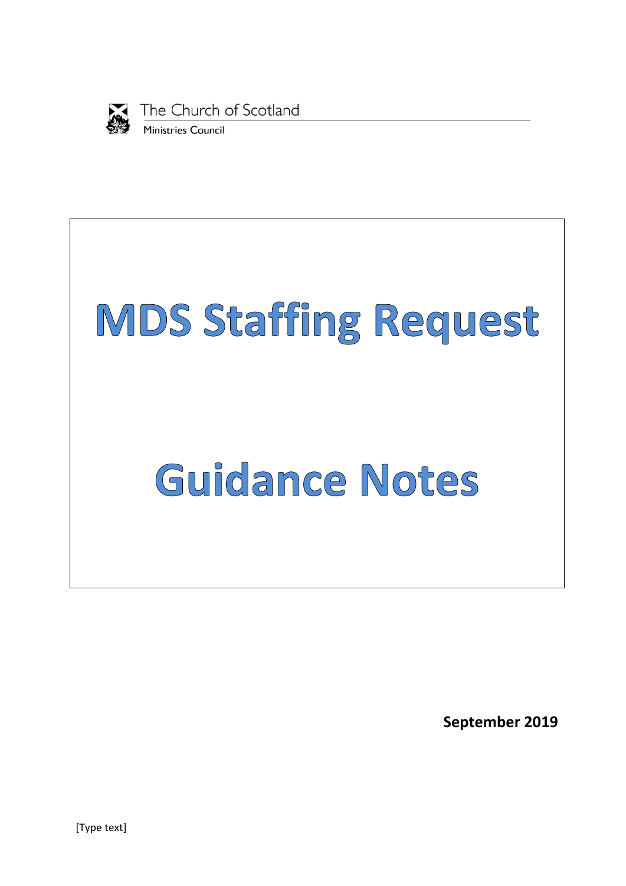The Church of Scotland

Ministries Council

# MDS Staffing Request

# Guidance Notes

**September 2019**

[Type text]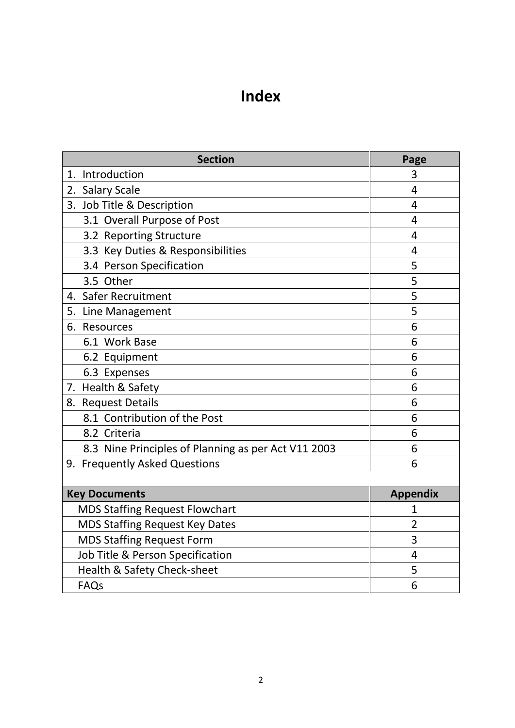# Index

| Section | Page |
|---|---|
| 1. Introduction | 3 |
| 2. Salary Scale | 4 |
| 3. Job Title & Description | 4 |
| 3.1 Overall Purpose of Post | 4 |
| 3.2 Reporting Structure | 4 |
| 3.3 Key Duties & Responsibilities | 4 |
| 3.4 Person Specification | 5 |
| 3.5 Other | 5 |
| 4. Safer Recruitment | 5 |
| 5. Line Management | 5 |
| 6. Resources | 6 |
| 6.1 Work Base | 6 |
| 6.2 Equipment | 6 |
| 6.3 Expenses | 6 |
| 7. Health & Safety | 6 |
| 8. Request Details | 6 |
| 8.1 Contribution of the Post | 6 |
| 8.2 Criteria | 6 |
| 8.3 Nine Principles of Planning as per Act V11 2003 | 6 |
| 9. Frequently Asked Questions | 6 |
| | |
| **Key Documents** | **Appendix** |
| MDS Staffing Request Flowchart | 1 |
| MDS Staffing Request Key Dates | 2 |
| MDS Staffing Request Form | 3 |
| Job Title & Person Specification | 4 |
| Health & Safety Check-sheet | 5 |
| FAQs | 6 |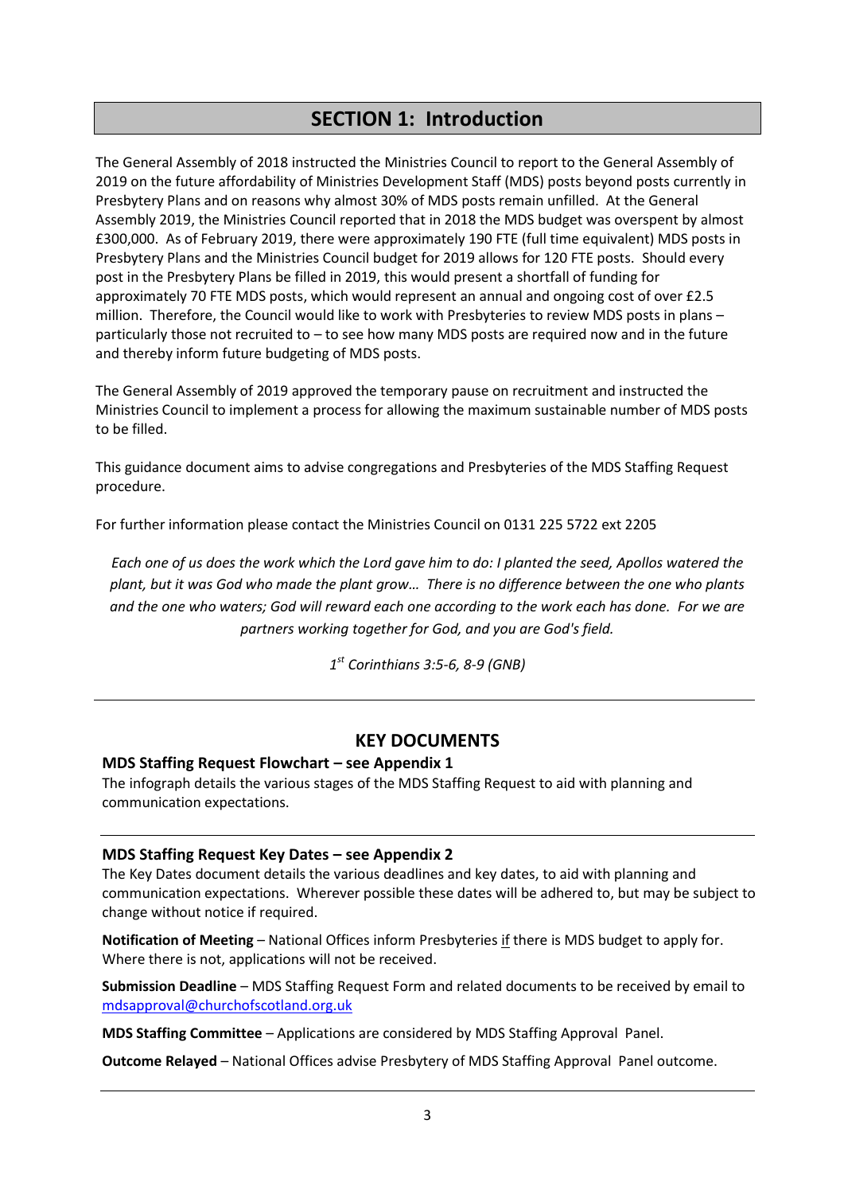# SECTION 1: Introduction

The General Assembly of 2018 instructed the Ministries Council to report to the General Assembly of 2019 on the future affordability of Ministries Development Staff (MDS) posts beyond posts currently in Presbytery Plans and on reasons why almost 30% of MDS posts remain unfilled. At the General Assembly 2019, the Ministries Council reported that in 2018 the MDS budget was overspent by almost £300,000. As of February 2019, there were approximately 190 FTE (full time equivalent) MDS posts in Presbytery Plans and the Ministries Council budget for 2019 allows for 120 FTE posts. Should every post in the Presbytery Plans be filled in 2019, this would present a shortfall of funding for approximately 70 FTE MDS posts, which would represent an annual and ongoing cost of over £2.5 million. Therefore, the Council would like to work with Presbyteries to review MDS posts in plans – particularly those not recruited to – to see how many MDS posts are required now and in the future and thereby inform future budgeting of MDS posts.

The General Assembly of 2019 approved the temporary pause on recruitment and instructed the Ministries Council to implement a process for allowing the maximum sustainable number of MDS posts to be filled.

This guidance document aims to advise congregations and Presbyteries of the MDS Staffing Request procedure.

For further information please contact the Ministries Council on 0131 225 5722 ext 2205

*Each one of us does the work which the Lord gave him to do: I planted the seed, Apollos watered the plant, but it was God who made the plant grow… There is no difference between the one who plants and the one who waters; God will reward each one according to the work each has done. For we are partners working together for God, and you are God's field.*

*1st Corinthians 3:5-6, 8-9 (GNB)*

---

## KEY DOCUMENTS

**MDS Staffing Request Flowchart – see Appendix 1**

The infograph details the various stages of the MDS Staffing Request to aid with planning and communication expectations.

---

**MDS Staffing Request Key Dates – see Appendix 2**

The Key Dates document details the various deadlines and key dates, to aid with planning and communication expectations. Wherever possible these dates will be adhered to, but may be subject to change without notice if required.

**Notification of Meeting** – National Offices inform Presbyteries if there is MDS budget to apply for. Where there is not, applications will not be received.

**Submission Deadline** – MDS Staffing Request Form and related documents to be received by email to mdsapproval@churchofscotland.org.uk

**MDS Staffing Committee** – Applications are considered by MDS Staffing Approval Panel.

**Outcome Relayed** – National Offices advise Presbytery of MDS Staffing Approval Panel outcome.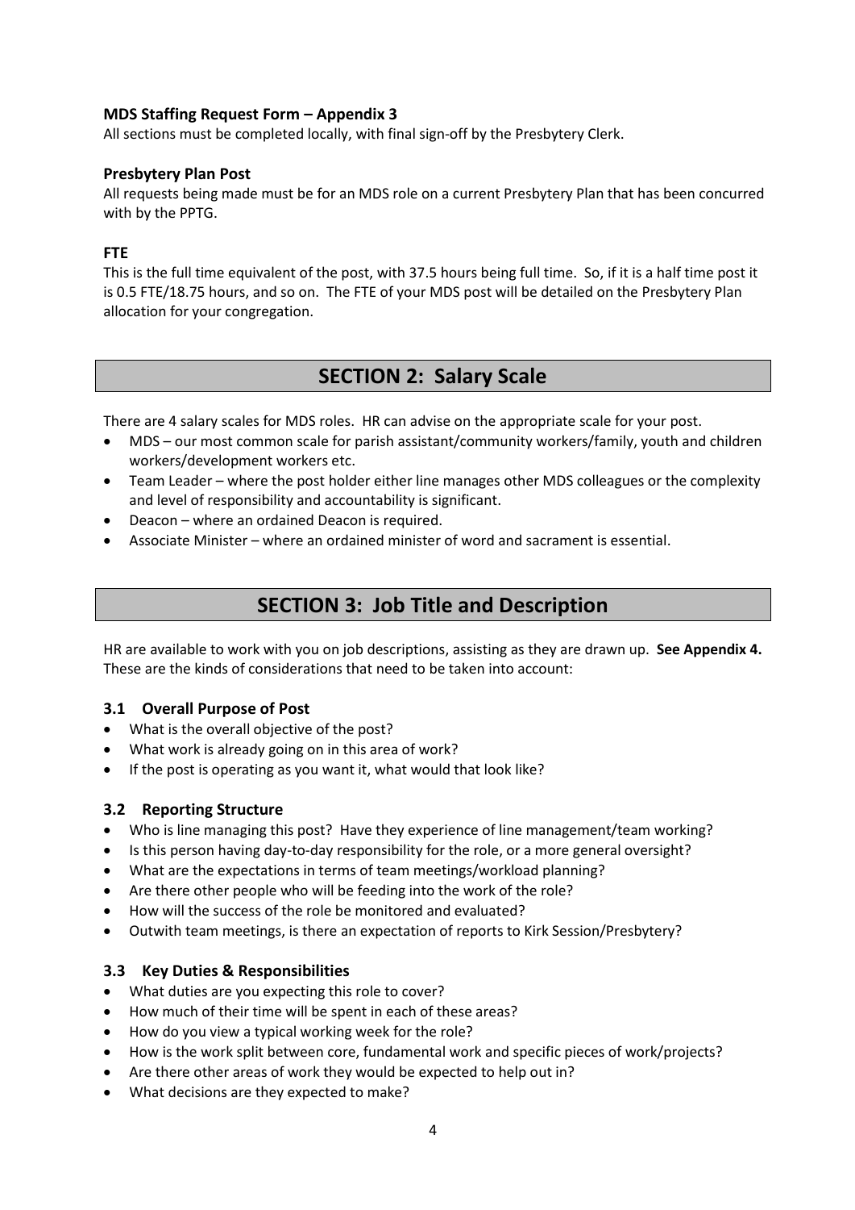**MDS Staffing Request Form – Appendix 3**

All sections must be completed locally, with final sign-off by the Presbytery Clerk.

**Presbytery Plan Post**

All requests being made must be for an MDS role on a current Presbytery Plan that has been concurred with by the PPTG.

**FTE**

This is the full time equivalent of the post, with 37.5 hours being full time. So, if it is a half time post it is 0.5 FTE/18.75 hours, and so on. The FTE of your MDS post will be detailed on the Presbytery Plan allocation for your congregation.

## SECTION 2: Salary Scale

There are 4 salary scales for MDS roles. HR can advise on the appropriate scale for your post.

- MDS – our most common scale for parish assistant/community workers/family, youth and children workers/development workers etc.
- Team Leader – where the post holder either line manages other MDS colleagues or the complexity and level of responsibility and accountability is significant.
- Deacon – where an ordained Deacon is required.
- Associate Minister – where an ordained minister of word and sacrament is essential.

## SECTION 3: Job Title and Description

HR are available to work with you on job descriptions, assisting as they are drawn up. **See Appendix 4.** These are the kinds of considerations that need to be taken into account:

### 3.1 Overall Purpose of Post

- What is the overall objective of the post?
- What work is already going on in this area of work?
- If the post is operating as you want it, what would that look like?

### 3.2 Reporting Structure

- Who is line managing this post? Have they experience of line management/team working?
- Is this person having day-to-day responsibility for the role, or a more general oversight?
- What are the expectations in terms of team meetings/workload planning?
- Are there other people who will be feeding into the work of the role?
- How will the success of the role be monitored and evaluated?
- Outwith team meetings, is there an expectation of reports to Kirk Session/Presbytery?

### 3.3 Key Duties & Responsibilities

- What duties are you expecting this role to cover?
- How much of their time will be spent in each of these areas?
- How do you view a typical working week for the role?
- How is the work split between core, fundamental work and specific pieces of work/projects?
- Are there other areas of work they would be expected to help out in?
- What decisions are they expected to make?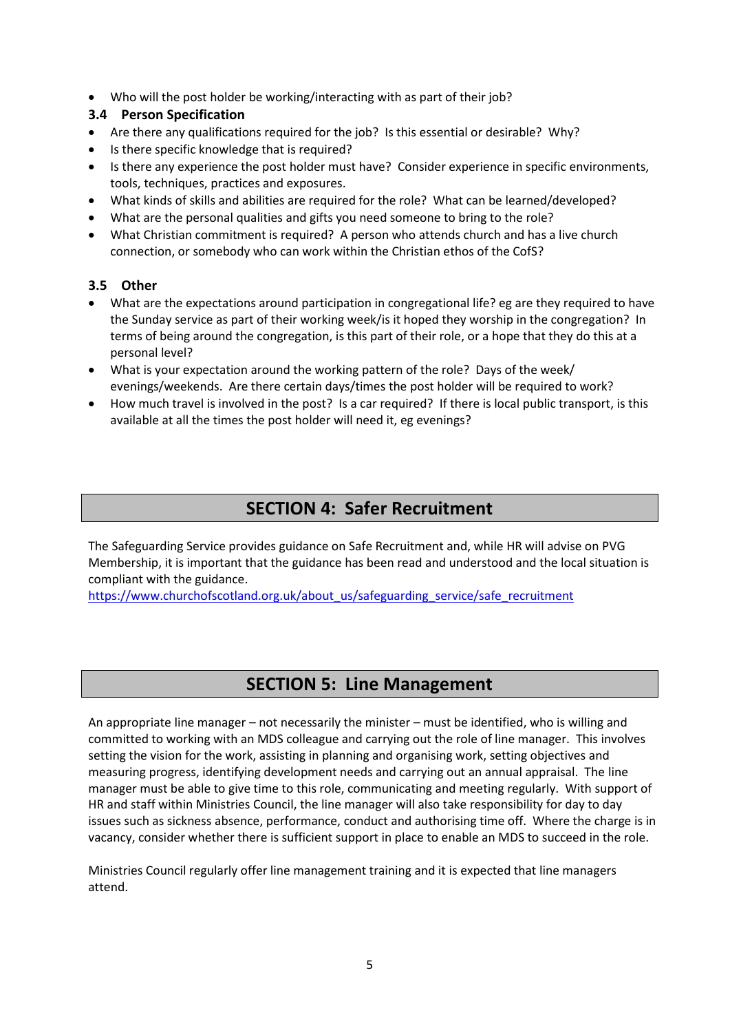- Who will the post holder be working/interacting with as part of their job?

### 3.4 Person Specification

- Are there any qualifications required for the job? Is this essential or desirable? Why?
- Is there specific knowledge that is required?
- Is there any experience the post holder must have? Consider experience in specific environments, tools, techniques, practices and exposures.
- What kinds of skills and abilities are required for the role? What can be learned/developed?
- What are the personal qualities and gifts you need someone to bring to the role?
- What Christian commitment is required? A person who attends church and has a live church connection, or somebody who can work within the Christian ethos of the CofS?

### 3.5 Other

- What are the expectations around participation in congregational life? eg are they required to have the Sunday service as part of their working week/is it hoped they worship in the congregation? In terms of being around the congregation, is this part of their role, or a hope that they do this at a personal level?
- What is your expectation around the working pattern of the role? Days of the week/ evenings/weekends. Are there certain days/times the post holder will be required to work?
- How much travel is involved in the post? Is a car required? If there is local public transport, is this available at all the times the post holder will need it, eg evenings?

## SECTION 4: Safer Recruitment

The Safeguarding Service provides guidance on Safe Recruitment and, while HR will advise on PVG Membership, it is important that the guidance has been read and understood and the local situation is compliant with the guidance.
https://www.churchofscotland.org.uk/about_us/safeguarding_service/safe_recruitment

## SECTION 5: Line Management

An appropriate line manager – not necessarily the minister – must be identified, who is willing and committed to working with an MDS colleague and carrying out the role of line manager. This involves setting the vision for the work, assisting in planning and organising work, setting objectives and measuring progress, identifying development needs and carrying out an annual appraisal. The line manager must be able to give time to this role, communicating and meeting regularly. With support of HR and staff within Ministries Council, the line manager will also take responsibility for day to day issues such as sickness absence, performance, conduct and authorising time off. Where the charge is in vacancy, consider whether there is sufficient support in place to enable an MDS to succeed in the role.

Ministries Council regularly offer line management training and it is expected that line managers attend.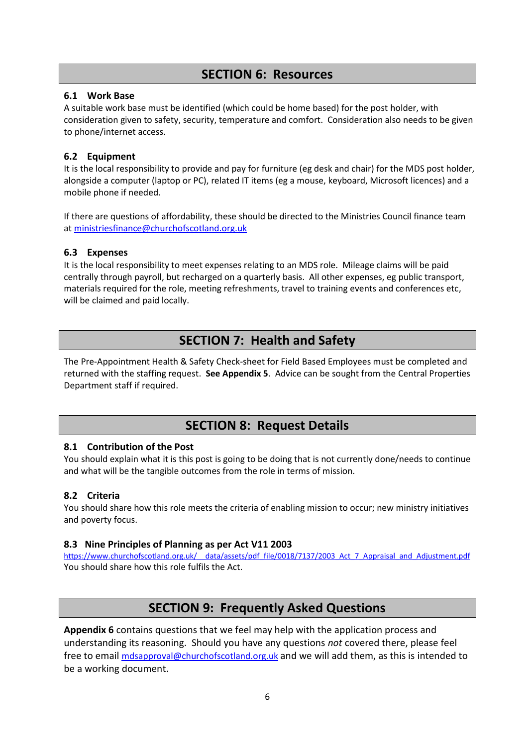## SECTION 6: Resources

### 6.1 Work Base

A suitable work base must be identified (which could be home based) for the post holder, with consideration given to safety, security, temperature and comfort. Consideration also needs to be given to phone/internet access.

### 6.2 Equipment

It is the local responsibility to provide and pay for furniture (eg desk and chair) for the MDS post holder, alongside a computer (laptop or PC), related IT items (eg a mouse, keyboard, Microsoft licences) and a mobile phone if needed.

If there are questions of affordability, these should be directed to the Ministries Council finance team at ministriesfinance@churchofscotland.org.uk

### 6.3 Expenses

It is the local responsibility to meet expenses relating to an MDS role. Mileage claims will be paid centrally through payroll, but recharged on a quarterly basis. All other expenses, eg public transport, materials required for the role, meeting refreshments, travel to training events and conferences etc, will be claimed and paid locally.

## SECTION 7: Health and Safety

The Pre-Appointment Health & Safety Check-sheet for Field Based Employees must be completed and returned with the staffing request. **See Appendix 5**. Advice can be sought from the Central Properties Department staff if required.

## SECTION 8: Request Details

### 8.1 Contribution of the Post

You should explain what it is this post is going to be doing that is not currently done/needs to continue and what will be the tangible outcomes from the role in terms of mission.

### 8.2 Criteria

You should share how this role meets the criteria of enabling mission to occur; new ministry initiatives and poverty focus.

### 8.3 Nine Principles of Planning as per Act V11 2003

https://www.churchofscotland.org.uk/__data/assets/pdf_file/0018/7137/2003_Act_7_Appraisal_and_Adjustment.pdf
You should share how this role fulfils the Act.

## SECTION 9: Frequently Asked Questions

**Appendix 6** contains questions that we feel may help with the application process and understanding its reasoning. Should you have any questions *not* covered there, please feel free to email mdsapproval@churchofscotland.org.uk and we will add them, as this is intended to be a working document.